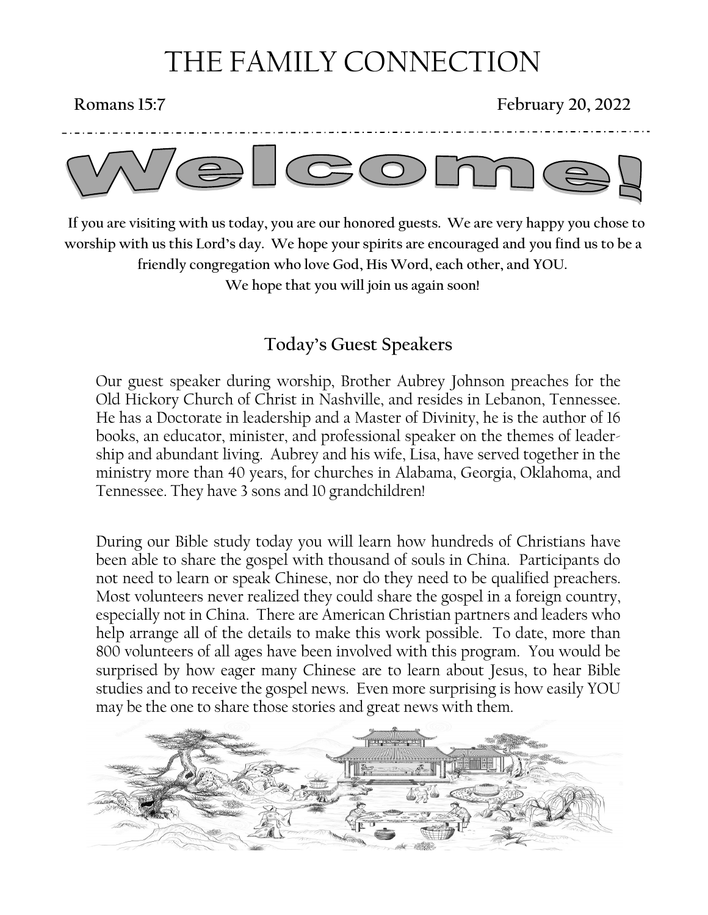# THE FAMILY CONNECTION

**Romans 15:7** **February 20, 2022**

# Welcome!

**If you are visiting with us today, you are our honored guests. We are very happy you chose to worship with us this Lord's day. We hope your spirits are encouraged and you find us to be a friendly congregation who love God, His Word, each other, and YOU.**
**We hope that you will join us again soon!**

## Today's Guest Speakers

Our guest speaker during worship, Brother Aubrey Johnson preaches for the Old Hickory Church of Christ in Nashville, and resides in Lebanon, Tennessee. He has a Doctorate in leadership and a Master of Divinity, he is the author of 16 books, an educator, minister, and professional speaker on the themes of leadership and abundant living. Aubrey and his wife, Lisa, have served together in the ministry more than 40 years, for churches in Alabama, Georgia, Oklahoma, and Tennessee. They have 3 sons and 10 grandchildren!

During our Bible study today you will learn how hundreds of Christians have been able to share the gospel with thousand of souls in China. Participants do not need to learn or speak Chinese, nor do they need to be qualified preachers. Most volunteers never realized they could share the gospel in a foreign country, especially not in China. There are American Christian partners and leaders who help arrange all of the details to make this work possible. To date, more than 800 volunteers of all ages have been involved with this program. You would be surprised by how eager many Chinese are to learn about Jesus, to hear Bible studies and to receive the gospel news. Even more surprising is how easily YOU may be the one to share those stories and great news with them.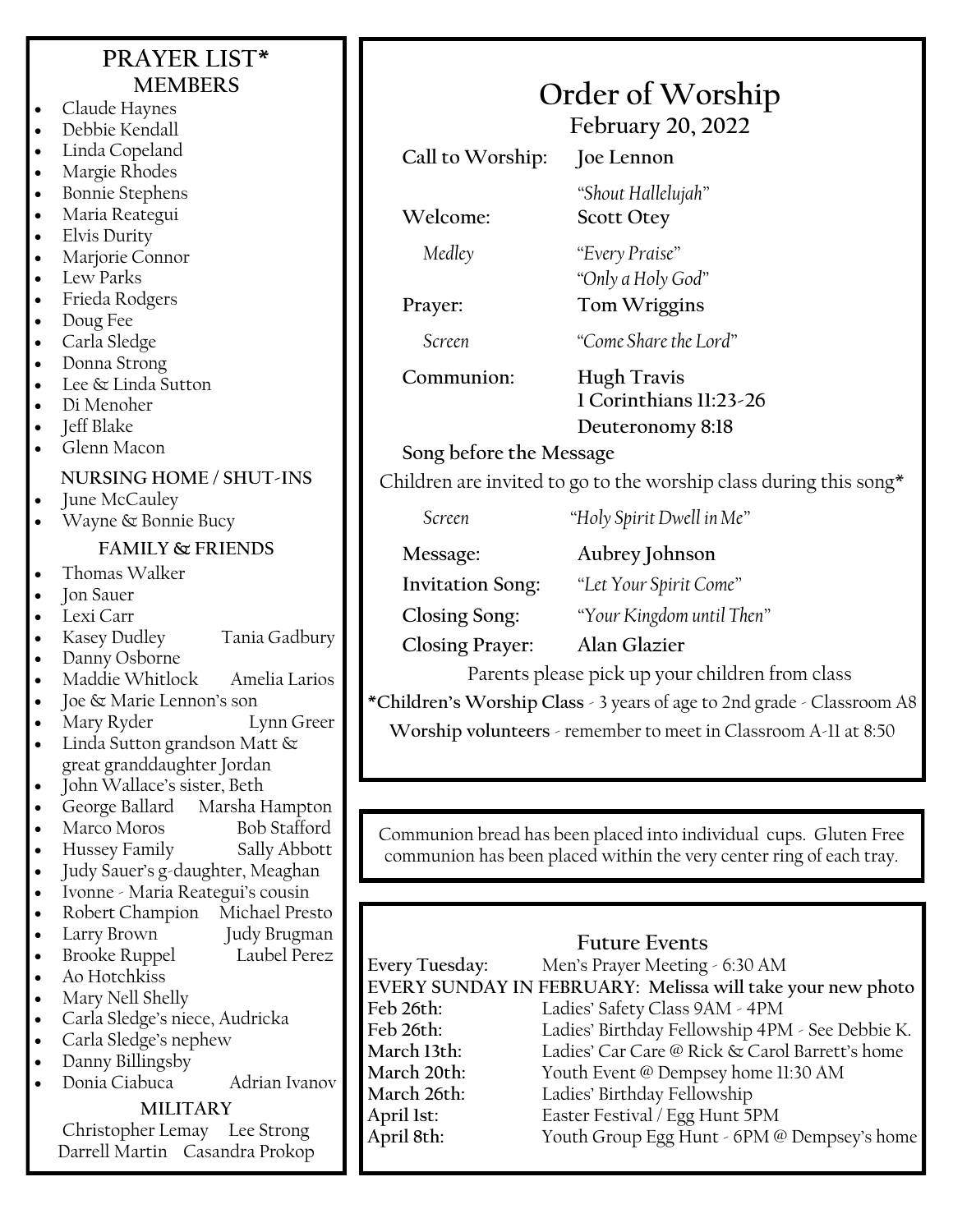# PRAYER LIST*

### MEMBERS

- Claude Haynes
- Debbie Kendall
- Linda Copeland
- Margie Rhodes
- Bonnie Stephens
- Maria Reategui
- Elvis Durity
- Marjorie Connor
- Lew Parks
- Frieda Rodgers
- Doug Fee
- Carla Sledge
- Donna Strong
- Lee & Linda Sutton
- Di Menoher
- Jeff Blake
- Glenn Macon

### NURSING HOME / SHUT-INS

- June McCauley
- Wayne & Bonnie Bucy

### FAMILY & FRIENDS

- Thomas Walker
- Jon Sauer
- Lexi Carr
- Kasey Dudley Tania Gadbury
- Danny Osborne
- Maddie Whitlock Amelia Larios
- Joe & Marie Lennon's son
- Mary Ryder Lynn Greer
- Linda Sutton grandson Matt & great granddaughter Jordan
- John Wallace's sister, Beth
- George Ballard Marsha Hampton
- Marco Moros Bob Stafford
- Hussey Family Sally Abbott
- Judy Sauer's g-daughter, Meaghan
- Ivonne - Maria Reategui's cousin
- Robert Champion Michael Presto
- Larry Brown Judy Brugman
- Brooke Ruppel Laubel Perez
- Ao Hotchkiss
- Mary Nell Shelly
- Carla Sledge's niece, Audricka
- Carla Sledge's nephew
- Danny Billingsby
- Donia Ciabuca Adrian Ivanov

### MILITARY

Christopher Lemay Lee Strong
Darrell Martin Casandra Prokop

# Order of Worship

## February 20, 2022

**Call to Worship:** **Joe Lennon**
*"Shout Hallelujah"*

**Welcome:** **Scott Otey**

*Medley* *"Every Praise"*
*"Only a Holy God"*

**Prayer:** **Tom Wriggins**

*Screen* *"Come Share the Lord"*

**Communion:** **Hugh Travis**
**1 Corinthians 11:23-26**
**Deuteronomy 8:18**

**Song before the Message**

Children are invited to go to the worship class during this song*

*Screen* *"Holy Spirit Dwell in Me"*

**Message:** **Aubrey Johnson**

**Invitation Song:** *"Let Your Spirit Come"*

**Closing Song:** *"Your Kingdom until Then"*

**Closing Prayer:** **Alan Glazier**

Parents please pick up your children from class

**\*Children's Worship Class** - 3 years of age to 2nd grade - Classroom A8

**Worship volunteers** - remember to meet in Classroom A-11 at 8:50

Communion bread has been placed into individual cups. Gluten Free communion has been placed within the very center ring of each tray.

### Future Events

| | |
|---|---|
| **Every Tuesday:** | Men's Prayer Meeting - 6:30 AM |
| **EVERY SUNDAY IN FEBRUARY: Melissa will take your new photo** | |
| **Feb 26th:** | Ladies' Safety Class 9AM - 4PM |
| **Feb 26th:** | Ladies' Birthday Fellowship 4PM - See Debbie K. |
| **March 13th:** | Ladies' Car Care @ Rick & Carol Barrett's home |
| **March 20th:** | Youth Event @ Dempsey home 11:30 AM |
| **March 26th:** | Ladies' Birthday Fellowship |
| **April 1st:** | Easter Festival / Egg Hunt 5PM |
| **April 8th:** | Youth Group Egg Hunt - 6PM @ Dempsey's home |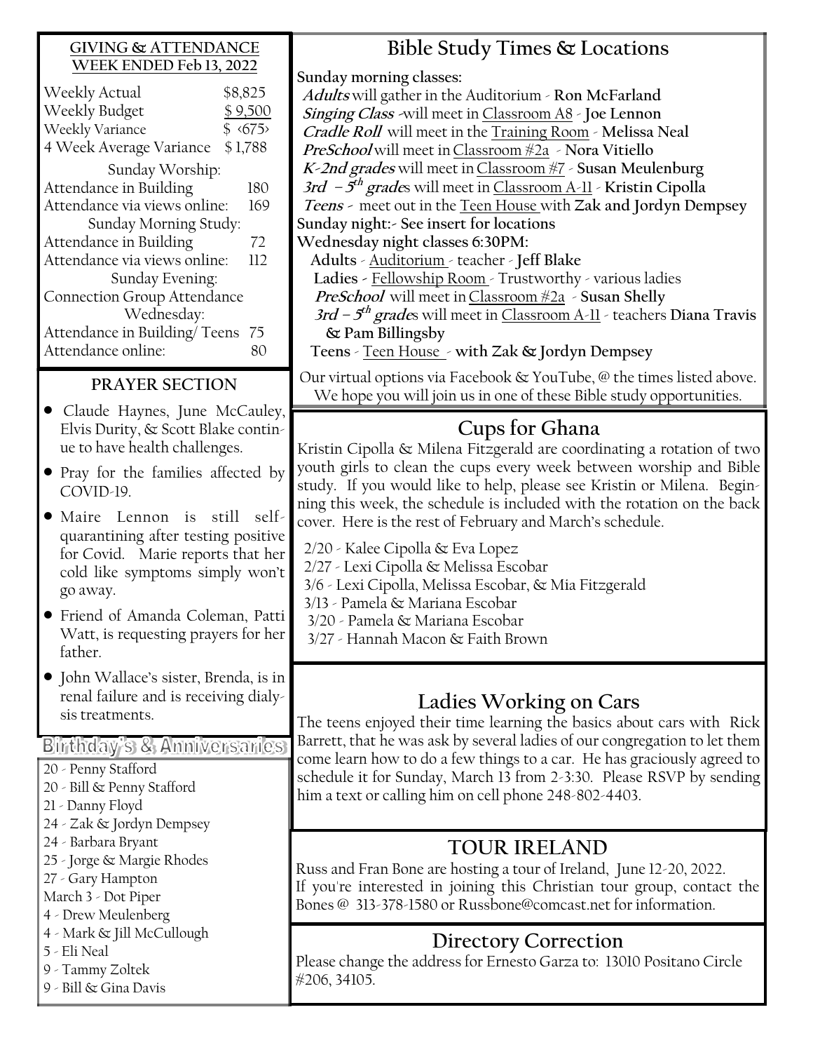## GIVING & ATTENDANCE WEEK ENDED Feb 13, 2022

| | |
|---|---|
| Weekly Actual | $8,825 |
| Weekly Budget | $ 9,500 |
| Weekly Variance | $ ‹675› |
| 4 Week Average Variance | $ 1,788 |
| **Sunday Worship:** | |
| Attendance in Building | 180 |
| Attendance via views online: | 169 |
| **Sunday Morning Study:** | |
| Attendance in Building | 72 |
| Attendance via views online: | 112 |
| **Sunday Evening:** | |
| Connection Group Attendance | |
| **Wednesday:** | |
| Attendance in Building/ Teens | 75 |
| Attendance online: | 80 |

## PRAYER SECTION

- Claude Haynes, June McCauley, Elvis Durity, & Scott Blake continue to have health challenges.
- Pray for the families affected by COVID-19.
- Maire Lennon is still self-quarantining after testing positive for Covid. Marie reports that her cold like symptoms simply won't go away.
- Friend of Amanda Coleman, Patti Watt, is requesting prayers for her father.
- John Wallace's sister, Brenda, is in renal failure and is receiving dialysis treatments.

## Birthday's & Anniversaries

20 - Penny Stafford
20 - Bill & Penny Stafford
21 - Danny Floyd
24 - Zak & Jordyn Dempsey
24 - Barbara Bryant
25 - Jorge & Margie Rhodes
27 - Gary Hampton
March 3 - Dot Piper
4 - Drew Meulenberg
4 - Mark & Jill McCullough
5 - Eli Neal
9 - Tammy Zoltek
9 - Bill & Gina Davis

## Bible Study Times & Locations

**Sunday morning classes:**

- ***Adults*** will gather in the Auditorium - **Ron McFarland**
- ***Singing Class*** -will meet in Classroom A8 - **Joe Lennon**
- ***Cradle Roll*** will meet in the Training Room - **Melissa Neal**
- ***PreSchool*** will meet in Classroom #2a - **Nora Vitiello**
- ***K-2nd grades*** will meet in Classroom #7 - **Susan Meulenburg**
- ***3rd – 5th grade***s will meet in Classroom A-11 - **Kristin Cipolla**
- ***Teens -*** meet out in the Teen House with **Zak and Jordyn Dempsey**

**Sunday night:- See insert for locations**

**Wednesday night classes 6:30PM:**

- **Adults** - Auditorium - teacher - **Jeff Blake**
- **Ladies** - Fellowship Room - Trustworthy - various ladies
- ***PreSchool*** will meet in Classroom #2a - **Susan Shelly**
- ***3rd – 5th grade***s will meet in Classroom A-11 - teachers **Diana Travis & Pam Billingsby**
- **Teens** - Teen House - **with Zak & Jordyn Dempsey**

Our virtual options via Facebook & YouTube, @ the times listed above. We hope you will join us in one of these Bible study opportunities.

## Cups for Ghana

Kristin Cipolla & Milena Fitzgerald are coordinating a rotation of two youth girls to clean the cups every week between worship and Bible study. If you would like to help, please see Kristin or Milena. Beginning this week, the schedule is included with the rotation on the back cover. Here is the rest of February and March's schedule.

2/20 - Kalee Cipolla & Eva Lopez
2/27 - Lexi Cipolla & Melissa Escobar
3/6 - Lexi Cipolla, Melissa Escobar, & Mia Fitzgerald
3/13 - Pamela & Mariana Escobar
3/20 - Pamela & Mariana Escobar
3/27 - Hannah Macon & Faith Brown

## Ladies Working on Cars

The teens enjoyed their time learning the basics about cars with Rick Barrett, that he was ask by several ladies of our congregation to let them come learn how to do a few things to a car. He has graciously agreed to schedule it for Sunday, March 13 from 2-3:30. Please RSVP by sending him a text or calling him on cell phone 248-802-4403.

## TOUR IRELAND

Russ and Fran Bone are hosting a tour of Ireland, June 12-20, 2022. If you're interested in joining this Christian tour group, contact the Bones @ 313-378-1580 or Russbone@comcast.net for information.

## Directory Correction

Please change the address for Ernesto Garza to: 13010 Positano Circle #206, 34105.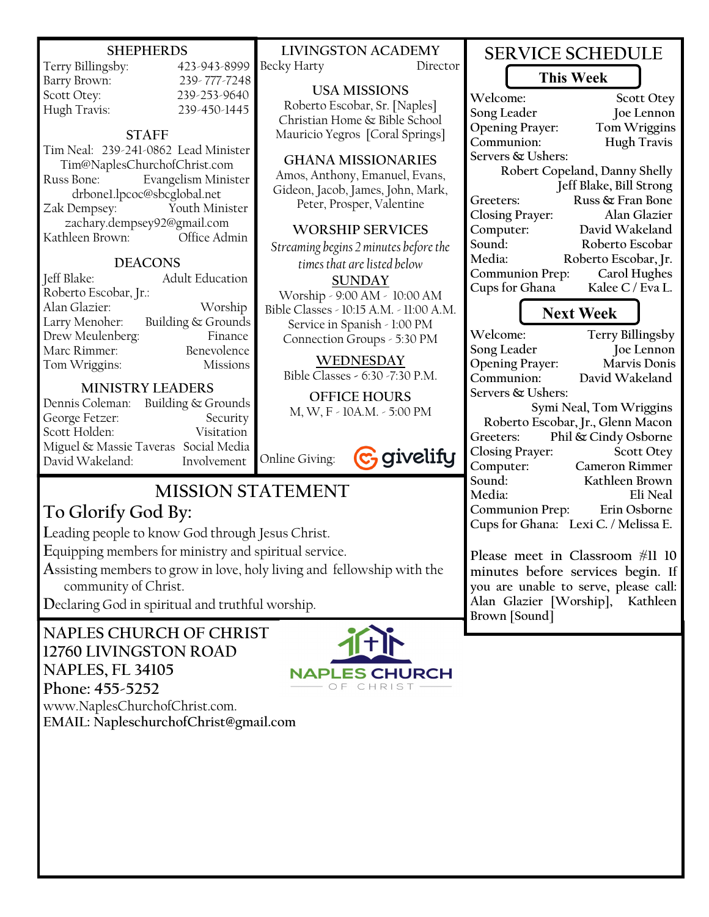## SHEPHERDS

| | |
|---|---|
| Terry Billingsby: | 423-943-8999 |
| Barry Brown: | 239- 777-7248 |
| Scott Otey: | 239-253-9640 |
| Hugh Travis: | 239-450-1445 |

## STAFF

Tim Neal: 239-241-0862 Lead Minister
Tim@NaplesChurchofChrist.com
Russ Bone: Evangelism Minister
drbone1.lpcoc@sbcglobal.net
Zak Dempsey: Youth Minister
zachary.dempsey92@gmail.com
Kathleen Brown: Office Admin

## DEACONS

| | |
|---|---|
| Jeff Blake: | Adult Education |
| Roberto Escobar, Jr.: | |
| Alan Glazier: | Worship |
| Larry Menoher: | Building & Grounds |
| Drew Meulenberg: | Finance |
| Marc Rimmer: | Benevolence |
| Tom Wriggins: | Missions |

## MINISTRY LEADERS

| | |
|---|---|
| Dennis Coleman: | Building & Grounds |
| George Fetzer: | Security |
| Scott Holden: | Visitation |
| Miguel & Massie Taveras | Social Media |
| David Wakeland: | Involvement |

## LIVINGSTON ACADEMY

Becky Harty Director

## USA MISSIONS

Roberto Escobar, Sr. [Naples]
Christian Home & Bible School
Mauricio Yegros [Coral Springs]

## GHANA MISSIONARIES

Amos, Anthony, Emanuel, Evans, Gideon, Jacob, James, John, Mark, Peter, Prosper, Valentine

## WORSHIP SERVICES

*Streaming begins 2 minutes before the times that are listed below*

**SUNDAY**

Worship - 9:00 AM - 10:00 AM
Bible Classes - 10:15 A.M. - 11:00 A.M.
Service in Spanish - 1:00 PM
Connection Groups - 5:30 PM

**WEDNESDAY**

Bible Classes - 6:30 -7:30 P.M.

## OFFICE HOURS

M, W, F - 10A.M. - 5:00 PM

Online Giving: givelify

## SERVICE SCHEDULE

### This Week

| | |
|---|---|
| Welcome: | Scott Otey |
| Song Leader | Joe Lennon |
| Opening Prayer: | Tom Wriggins |
| Communion: | Hugh Travis |
| Servers & Ushers: | Robert Copeland, Danny Shelly, Jeff Blake, Bill Strong |
| Greeters: | Russ & Fran Bone |
| Closing Prayer: | Alan Glazier |
| Computer: | David Wakeland |
| Sound: | Roberto Escobar |
| Media: | Roberto Escobar, Jr. |
| Communion Prep: | Carol Hughes |
| Cups for Ghana | Kalee C / Eva L. |

### Next Week

| | |
|---|---|
| Welcome: | Terry Billingsby |
| Song Leader | Joe Lennon |
| Opening Prayer: | Marvis Donis |
| Communion: | David Wakeland |
| Servers & Ushers: | Symi Neal, Tom Wriggins, Roberto Escobar, Jr., Glenn Macon |
| Greeters: | Phil & Cindy Osborne |
| Closing Prayer: | Scott Otey |
| Computer: | Cameron Rimmer |
| Sound: | Kathleen Brown |
| Media: | Eli Neal |
| Communion Prep: | Erin Osborne |
| Cups for Ghana: | Lexi C. / Melissa E. |

Please meet in Classroom #11 10 minutes before services begin. If you are unable to serve, please call: Alan Glazier [Worship], Kathleen Brown [Sound]

## MISSION STATEMENT

### To Glorify God By:

Leading people to know God through Jesus Christ.
Equipping members for ministry and spiritual service.
Assisting members to grow in love, holy living and fellowship with the community of Christ.
Declaring God in spiritual and truthful worship.

**NAPLES CHURCH OF CHRIST**
**12760 LIVINGSTON ROAD**
**NAPLES, FL 34105**
**Phone: 455-5252**
www.NaplesChurchofChrist.com.
EMAIL: NapleschurchofChrist@gmail.com

NAPLES CHURCH OF CHRIST